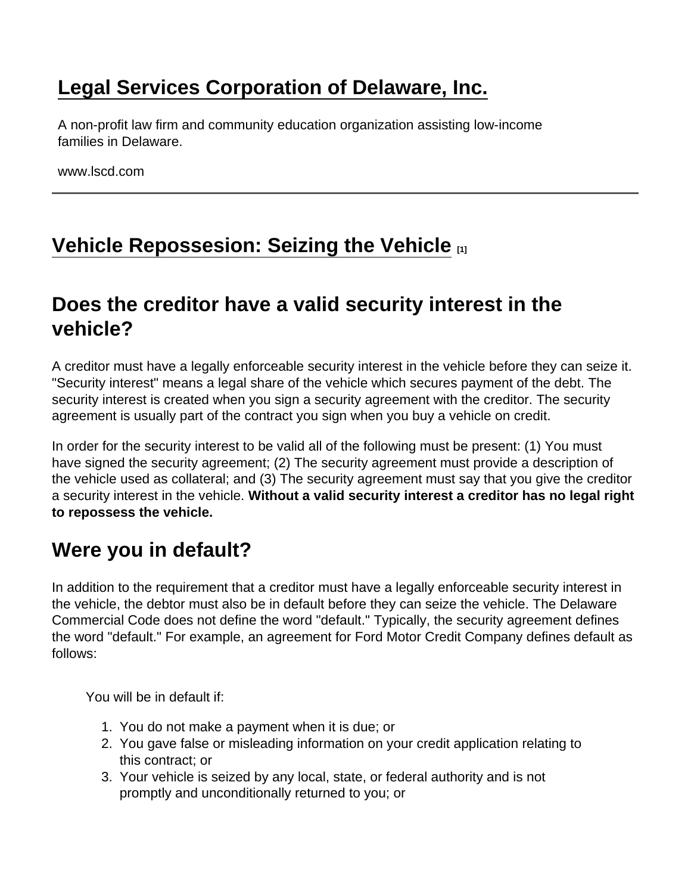# Legal Services Corporation of Delaware, Inc.

A non-profit law firm and community education organization assisting low-income families in Delaware.

www.lscd.com

---

## Vehicle Repossesion: Seizing the Vehicle [1]

## Does the creditor have a valid security interest in the vehicle?

A creditor must have a legally enforceable security interest in the vehicle before they can seize it. "Security interest" means a legal share of the vehicle which secures payment of the debt. The security interest is created when you sign a security agreement with the creditor. The security agreement is usually part of the contract you sign when you buy a vehicle on credit.

In order for the security interest to be valid all of the following must be present: (1) You must have signed the security agreement; (2) The security agreement must provide a description of the vehicle used as collateral; and (3) The security agreement must say that you give the creditor a security interest in the vehicle. **Without a valid security interest a creditor has no legal right to repossess the vehicle.**

## Were you in default?

In addition to the requirement that a creditor must have a legally enforceable security interest in the vehicle, the debtor must also be in default before they can seize the vehicle. The Delaware Commercial Code does not define the word "default." Typically, the security agreement defines the word "default." For example, an agreement for Ford Motor Credit Company defines default as follows:

> You will be in default if:
>
> 1. You do not make a payment when it is due; or
> 2. You gave false or misleading information on your credit application relating to this contract; or
> 3. Your vehicle is seized by any local, state, or federal authority and is not promptly and unconditionally returned to you; or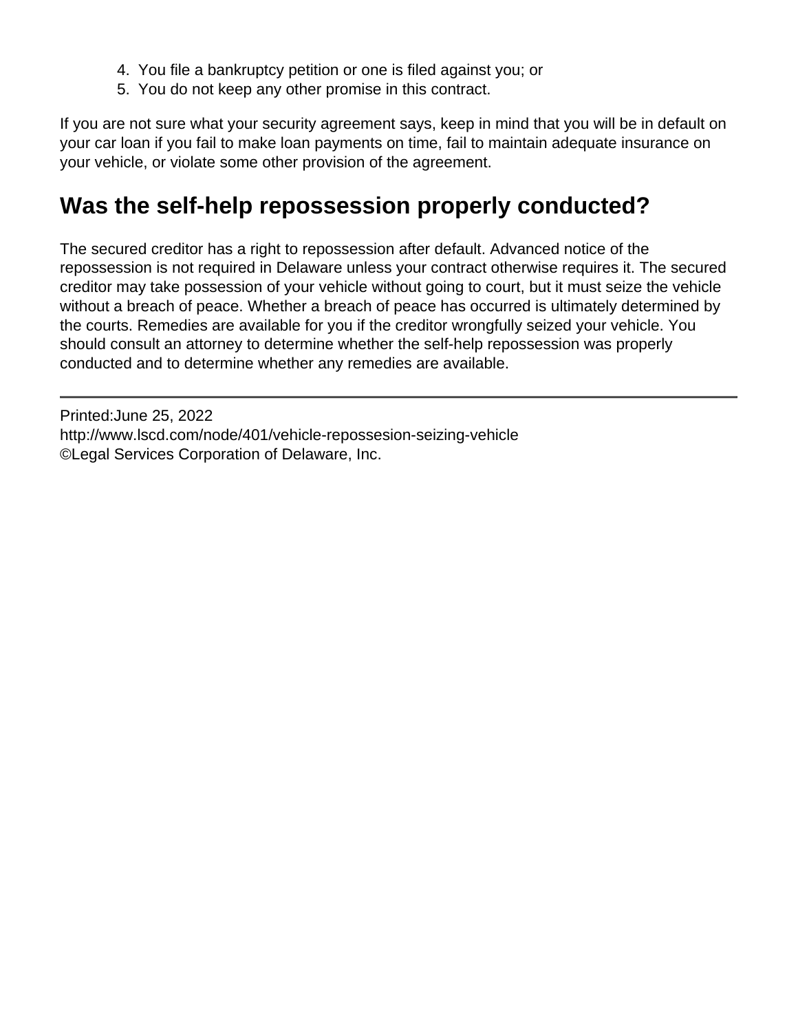4. You file a bankruptcy petition or one is filed against you; or
5. You do not keep any other promise in this contract.

If you are not sure what your security agreement says, keep in mind that you will be in default on your car loan if you fail to make loan payments on time, fail to maintain adequate insurance on your vehicle, or violate some other provision of the agreement.

## Was the self-help repossession properly conducted?

The secured creditor has a right to repossession after default. Advanced notice of the repossession is not required in Delaware unless your contract otherwise requires it. The secured creditor may take possession of your vehicle without going to court, but it must seize the vehicle without a breach of peace. Whether a breach of peace has occurred is ultimately determined by the courts. Remedies are available for you if the creditor wrongfully seized your vehicle. You should consult an attorney to determine whether the self-help repossession was properly conducted and to determine whether any remedies are available.

---

Printed:June 25, 2022
http://www.lscd.com/node/401/vehicle-repossesion-seizing-vehicle
©Legal Services Corporation of Delaware, Inc.